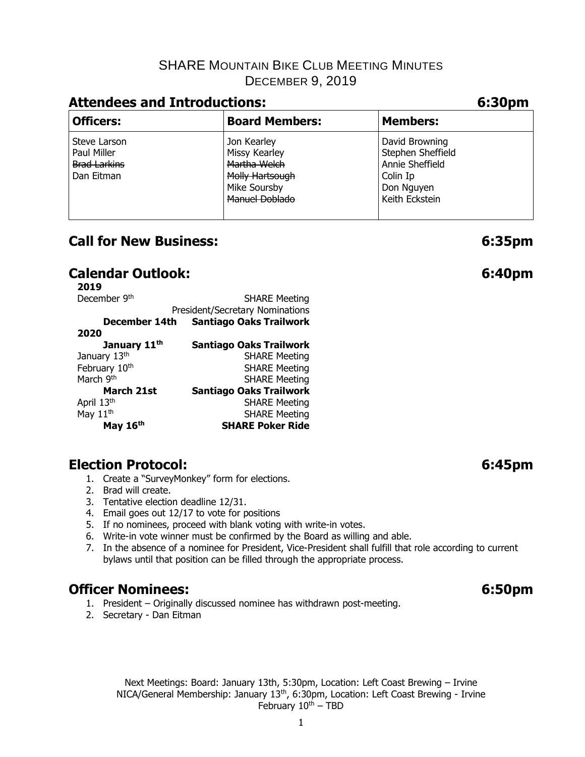# SHARE Mountain Bike Club Meeting Minutes

December 9, 2019

## Attendees and Introductions: 6:30pm

| Officers: | Board Members: | Members: |
| --- | --- | --- |
| Steve Larson<br>Paul Miller<br>~~Brad Larkins~~<br>Dan Eitman | Jon Kearley<br>Missy Kearley<br>~~Martha Welch~~<br>~~Molly Hartsough~~<br>Mike Soursby<br>~~Manuel Doblado~~ | David Browning<br>Stephen Sheffield<br>Annie Sheffield<br>Colin Ip<br>Don Nguyen<br>Keith Eckstein |

## Call for New Business: 6:35pm

## Calendar Outlook: 6:40pm

| | |
| --- | --- |
| **2019** | |
| December 9th | SHARE Meeting<br>President/Secretary Nominations |
| **December 14th** | **Santiago Oaks Trailwork** |
| **2020** | |
| **January 11th** | **Santiago Oaks Trailwork** |
| January 13th | SHARE Meeting |
| February 10th | SHARE Meeting |
| March 9th | SHARE Meeting |
| **March 21st** | **Santiago Oaks Trailwork** |
| April 13th | SHARE Meeting |
| May 11th | SHARE Meeting |
| **May 16th** | **SHARE Poker Ride** |

## Election Protocol: 6:45pm

1. Create a "SurveyMonkey" form for elections.
2. Brad will create.
3. Tentative election deadline 12/31.
4. Email goes out 12/17 to vote for positions
5. If no nominees, proceed with blank voting with write-in votes.
6. Write-in vote winner must be confirmed by the Board as willing and able.
7. In the absence of a nominee for President, Vice-President shall fulfill that role according to current bylaws until that position can be filled through the appropriate process.

## Officer Nominees: 6:50pm

1. President – Originally discussed nominee has withdrawn post-meeting.
2. Secretary - Dan Eitman

Next Meetings: Board: January 13th, 5:30pm, Location: Left Coast Brewing – Irvine
NICA/General Membership: January 13th, 6:30pm, Location: Left Coast Brewing - Irvine
February 10th – TBD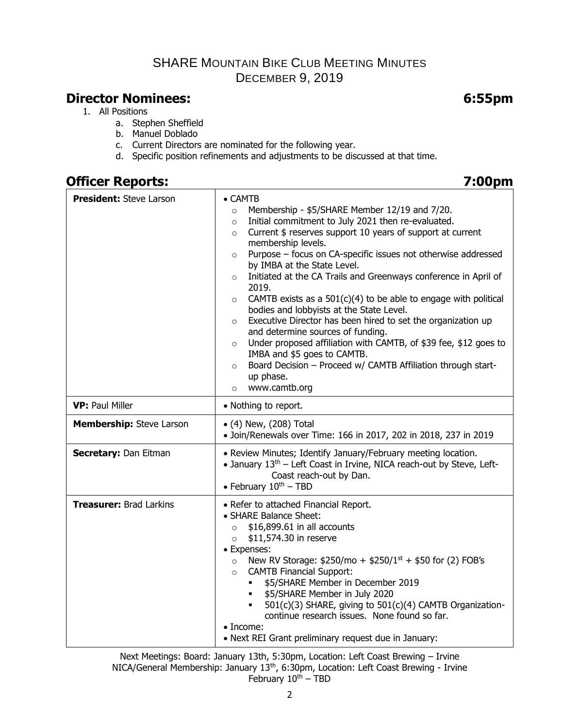# SHARE MOUNTAIN BIKE CLUB MEETING MINUTES
## DECEMBER 9, 2019

## Director Nominees: 6:55pm

1. All Positions
   a. Stephen Sheffield
   b. Manuel Doblado
   c. Current Directors are nominated for the following year.
   d. Specific position refinements and adjustments to be discussed at that time.

## Officer Reports: 7:00pm

| Officer | Report |
|---|---|
| **President:** Steve Larson | • CAMTB<br>○ Membership - $5/SHARE Member 12/19 and 7/20.<br>○ Initial commitment to July 2021 then re-evaluated.<br>○ Current $ reserves support 10 years of support at current membership levels.<br>○ Purpose – focus on CA-specific issues not otherwise addressed by IMBA at the State Level.<br>○ Initiated at the CA Trails and Greenways conference in April of 2019.<br>○ CAMTB exists as a 501(c)(4) to be able to engage with political bodies and lobbyists at the State Level.<br>○ Executive Director has been hired to set the organization up and determine sources of funding.<br>○ Under proposed affiliation with CAMTB, of $39 fee, $12 goes to IMBA and $5 goes to CAMTB.<br>○ Board Decision – Proceed w/ CAMTB Affiliation through start-up phase.<br>○ www.camtb.org |
| **VP:** Paul Miller | • Nothing to report. |
| **Membership:** Steve Larson | • (4) New, (208) Total<br>• Join/Renewals over Time: 166 in 2017, 202 in 2018, 237 in 2019 |
| **Secretary:** Dan Eitman | • Review Minutes; Identify January/February meeting location.<br>• January 13th – Left Coast in Irvine, NICA reach-out by Steve, Left-Coast reach-out by Dan.<br>• February 10th – TBD |
| **Treasurer:** Brad Larkins | • Refer to attached Financial Report.<br>• SHARE Balance Sheet:<br>○ $16,899.61 in all accounts<br>○ $11,574.30 in reserve<br>• Expenses:<br>○ New RV Storage: $250/mo + $250/1st + $50 for (2) FOB's<br>○ CAMTB Financial Support:<br>▪ $5/SHARE Member in December 2019<br>▪ $5/SHARE Member in July 2020<br>▪ 501(c)(3) SHARE, giving to 501(c)(4) CAMTB Organization- continue research issues. None found so far.<br>• Income:<br>• Next REI Grant preliminary request due in January: |

Next Meetings: Board: January 13th, 5:30pm, Location: Left Coast Brewing – Irvine
NICA/General Membership: January 13th, 6:30pm, Location: Left Coast Brewing - Irvine
February 10th – TBD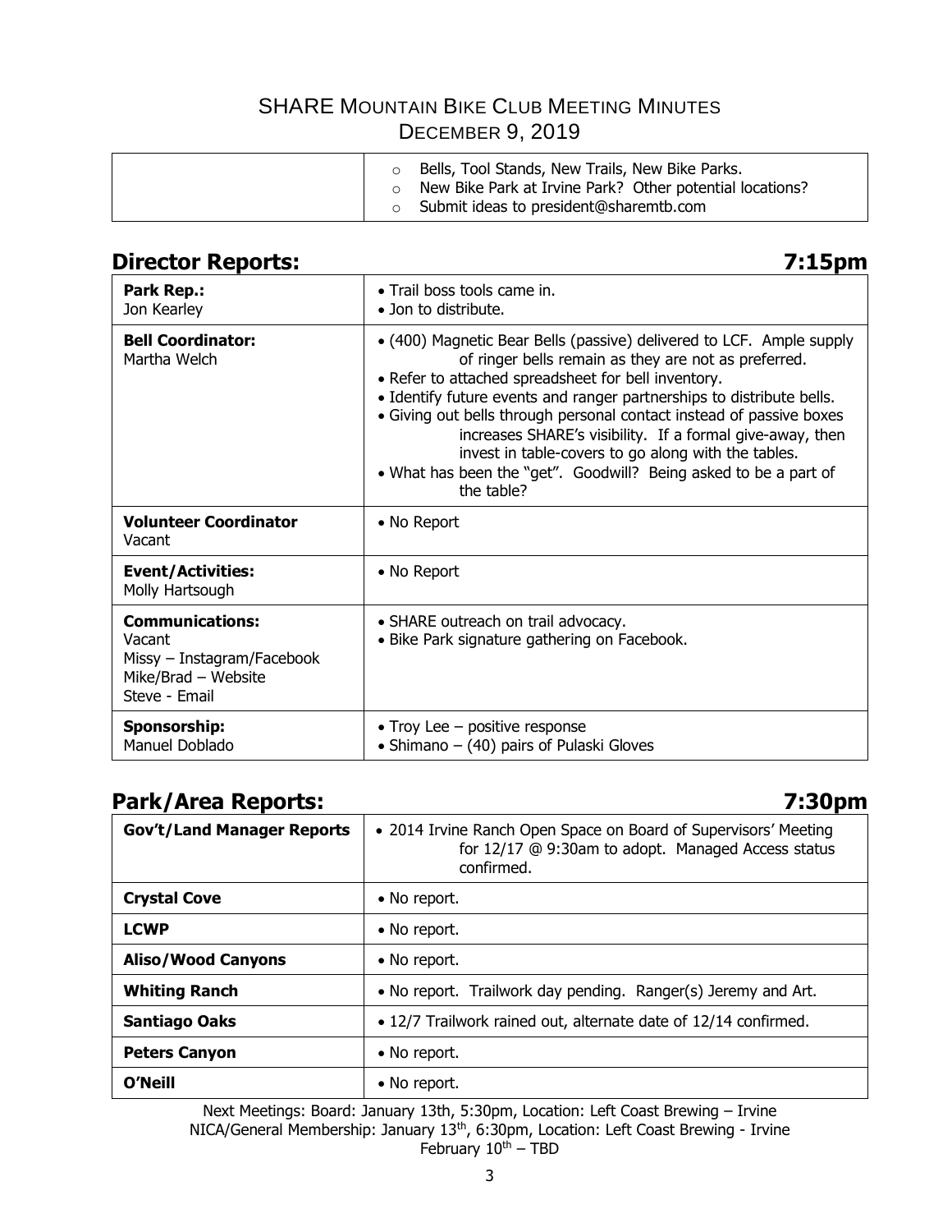# SHARE Mountain Bike Club Meeting Minutes
## December 9, 2019

| | |
|---|---|
| | ○ Bells, Tool Stands, New Trails, New Bike Parks.<br>○ New Bike Park at Irvine Park? Other potential locations?<br>○ Submit ideas to president@sharemtb.com |

## Director Reports: 7:15pm

| | |
|---|---|
| **Park Rep.:**<br>Jon Kearley | • Trail boss tools came in.<br>• Jon to distribute. |
| **Bell Coordinator:**<br>Martha Welch | • (400) Magnetic Bear Bells (passive) delivered to LCF. Ample supply of ringer bells remain as they are not as preferred.<br>• Refer to attached spreadsheet for bell inventory.<br>• Identify future events and ranger partnerships to distribute bells.<br>• Giving out bells through personal contact instead of passive boxes increases SHARE's visibility. If a formal give-away, then invest in table-covers to go along with the tables.<br>• What has been the "get". Goodwill? Being asked to be a part of the table? |
| **Volunteer Coordinator**<br>Vacant | • No Report |
| **Event/Activities:**<br>Molly Hartsough | • No Report |
| **Communications:**<br>Vacant<br>Missy – Instagram/Facebook<br>Mike/Brad – Website<br>Steve - Email | • SHARE outreach on trail advocacy.<br>• Bike Park signature gathering on Facebook. |
| **Sponsorship:**<br>Manuel Doblado | • Troy Lee – positive response<br>• Shimano – (40) pairs of Pulaski Gloves |

## Park/Area Reports: 7:30pm

| | |
|---|---|
| **Gov't/Land Manager Reports** | • 2014 Irvine Ranch Open Space on Board of Supervisors' Meeting for 12/17 @ 9:30am to adopt. Managed Access status confirmed. |
| **Crystal Cove** | • No report. |
| **LCWP** | • No report. |
| **Aliso/Wood Canyons** | • No report. |
| **Whiting Ranch** | • No report. Trailwork day pending. Ranger(s) Jeremy and Art. |
| **Santiago Oaks** | • 12/7 Trailwork rained out, alternate date of 12/14 confirmed. |
| **Peters Canyon** | • No report. |
| **O'Neill** | • No report. |

Next Meetings: Board: January 13th, 5:30pm, Location: Left Coast Brewing – Irvine
NICA/General Membership: January 13th, 6:30pm, Location: Left Coast Brewing - Irvine
February 10th – TBD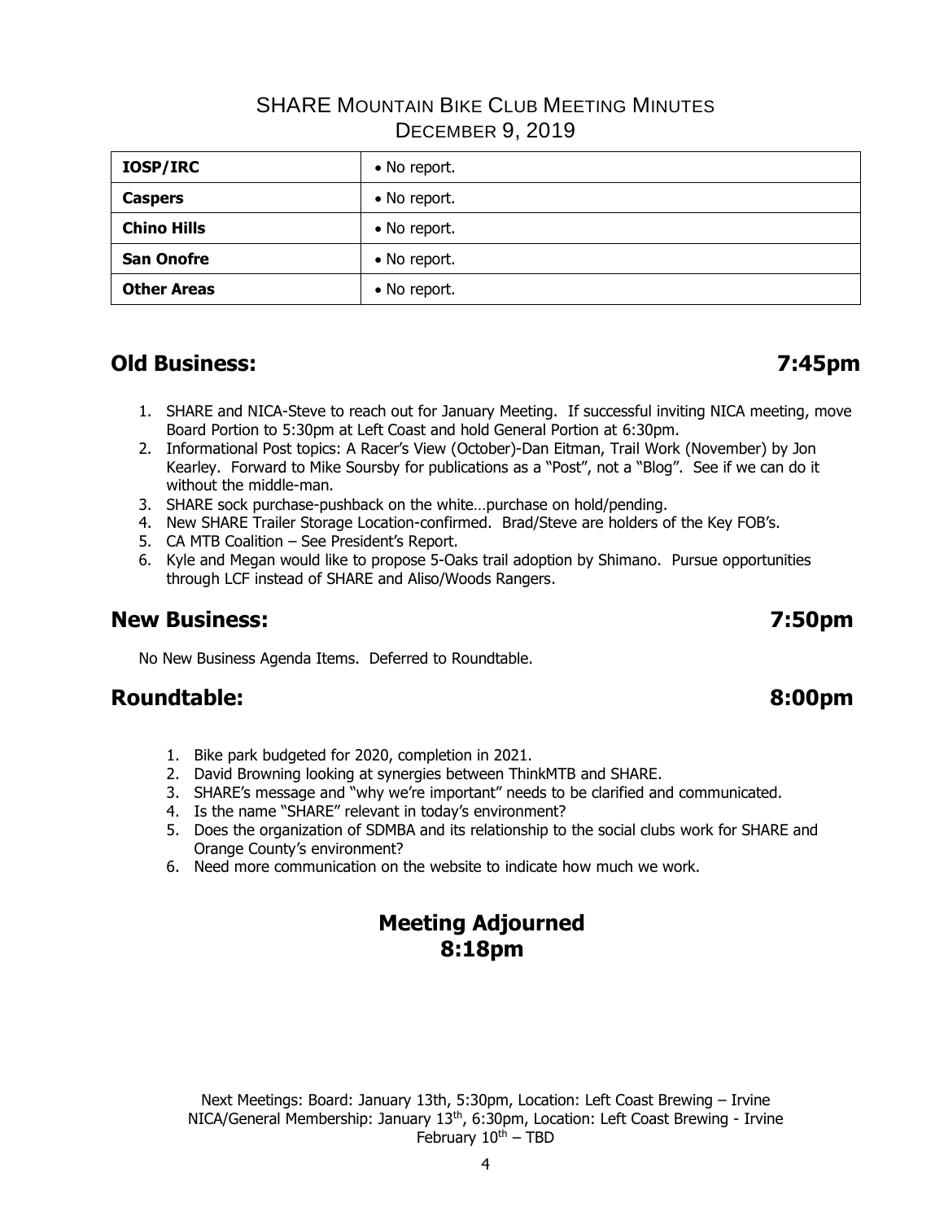## SHARE Mountain Bike Club Meeting Minutes
### December 9, 2019

| IOSP/IRC | • No report. |
|---|---|
| Caspers | • No report. |
| Chino Hills | • No report. |
| San Onofre | • No report. |
| Other Areas | • No report. |

## Old Business: 7:45pm

1. SHARE and NICA-Steve to reach out for January Meeting. If successful inviting NICA meeting, move Board Portion to 5:30pm at Left Coast and hold General Portion at 6:30pm.
2. Informational Post topics: A Racer's View (October)-Dan Eitman, Trail Work (November) by Jon Kearley. Forward to Mike Soursby for publications as a "Post", not a "Blog". See if we can do it without the middle-man.
3. SHARE sock purchase-pushback on the white…purchase on hold/pending.
4. New SHARE Trailer Storage Location-confirmed. Brad/Steve are holders of the Key FOB's.
5. CA MTB Coalition – See President's Report.
6. Kyle and Megan would like to propose 5-Oaks trail adoption by Shimano. Pursue opportunities through LCF instead of SHARE and Aliso/Woods Rangers.

## New Business: 7:50pm

No New Business Agenda Items. Deferred to Roundtable.

## Roundtable: 8:00pm

1. Bike park budgeted for 2020, completion in 2021.
2. David Browning looking at synergies between ThinkMTB and SHARE.
3. SHARE's message and "why we're important" needs to be clarified and communicated.
4. Is the name "SHARE" relevant in today's environment?
5. Does the organization of SDMBA and its relationship to the social clubs work for SHARE and Orange County's environment?
6. Need more communication on the website to indicate how much we work.

## Meeting Adjourned
## 8:18pm

Next Meetings: Board: January 13th, 5:30pm, Location: Left Coast Brewing – Irvine
NICA/General Membership: January 13th, 6:30pm, Location: Left Coast Brewing - Irvine
February 10th – TBD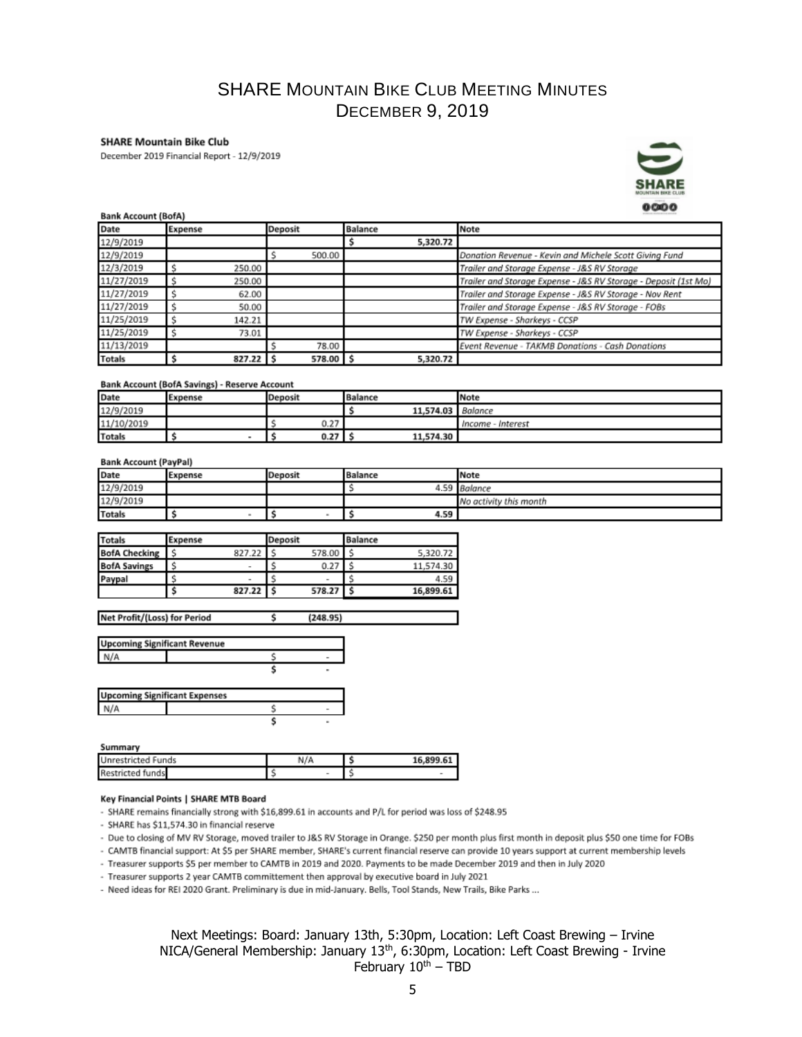# SHARE Mountain Bike Club Meeting Minutes
## December 9, 2019

**SHARE Mountain Bike Club**

December 2019 Financial Report - 12/9/2019

**Bank Account (BofA)**

| Date | Expense | Deposit | Balance | Note |
|---|---|---|---|---|
| 12/9/2019 | | | $ 5,320.72 | |
| 12/9/2019 | | $ 500.00 | | *Donation Revenue - Kevin and Michele Scott Giving Fund* |
| 12/3/2019 | $ 250.00 | | | *Trailer and Storage Expense - J&S RV Storage* |
| 11/27/2019 | $ 250.00 | | | *Trailer and Storage Expense - J&S RV Storage - Deposit (1st Mo)* |
| 11/27/2019 | $ 62.00 | | | *Trailer and Storage Expense - J&S RV Storage - Nov Rent* |
| 11/27/2019 | $ 50.00 | | | *Trailer and Storage Expense - J&S RV Storage - FOBs* |
| 11/25/2019 | $ 142.21 | | | *TW Expense - Sharkeys - CCSP* |
| 11/25/2019 | $ 73.01 | | | *TW Expense - Sharkeys - CCSP* |
| 11/13/2019 | | $ 78.00 | | *Event Revenue - TAKMB Donations - Cash Donations* |
| **Totals** | **$ 827.22** | **$ 578.00** | **$ 5,320.72** | |

**Bank Account (BofA Savings) - Reserve Account**

| Date | Expense | Deposit | Balance | Note |
|---|---|---|---|---|
| 12/9/2019 | | | $ 11,574.03 | *Balance* |
| 11/10/2019 | | $ 0.27 | | *Income - Interest* |
| **Totals** | **$ -** | **$ 0.27** | **$ 11,574.30** | |

**Bank Account (PayPal)**

| Date | Expense | Deposit | Balance | Note |
|---|---|---|---|---|
| 12/9/2019 | | | $ 4.59 | *Balance* |
| 12/9/2019 | | | | *No activity this month* |
| **Totals** | **$ -** | **$ -** | **$ 4.59** | |

| Totals | Expense | Deposit | Balance |
|---|---|---|---|
| **BofA Checking** | $ 827.22 | $ 578.00 | $ 5,320.72 |
| **BofA Savings** | $ - | $ 0.27 | $ 11,574.30 |
| **Paypal** | $ - | $ - | $ 4.59 |
| | **$ 827.22** | **$ 578.27** | **$ 16,899.61** |

| Net Profit/(Loss) for Period | $ (248.95) |
|---|---|

| Upcoming Significant Revenue | | |
|---|---|---|
| N/A | | $ - |
| | | $ - |

| Upcoming Significant Expenses | | |
|---|---|---|
| N/A | | $ - |
| | | $ - |

**Summary**

| | | |
|---|---|---|
| Unrestricted Funds | N/A | $ 16,899.61 |
| Restricted funds | $ - | $ - |

**Key Financial Points | SHARE MTB Board**

- SHARE remains financially strong with $16,899.61 in accounts and P/L for period was loss of $248.95
- SHARE has $11,574.30 in financial reserve
- Due to closing of MV RV Storage, moved trailer to J&S RV Storage in Orange. $250 per month plus first month in deposit plus $50 one time for FOBs
- CAMTB financial support: At $5 per SHARE member, SHARE's current financial reserve can provide 10 years support at current membership levels
- Treasurer supports $5 per member to CAMTB in 2019 and 2020. Payments to be made December 2019 and then in July 2020
- Treasurer supports 2 year CAMTB committement then approval by executive board in July 2021
- Need ideas for REI 2020 Grant. Preliminary is due in mid-January. Bells, Tool Stands, New Trails, Bike Parks ...

Next Meetings: Board: January 13th, 5:30pm, Location: Left Coast Brewing – Irvine
NICA/General Membership: January 13th, 6:30pm, Location: Left Coast Brewing - Irvine
February 10th – TBD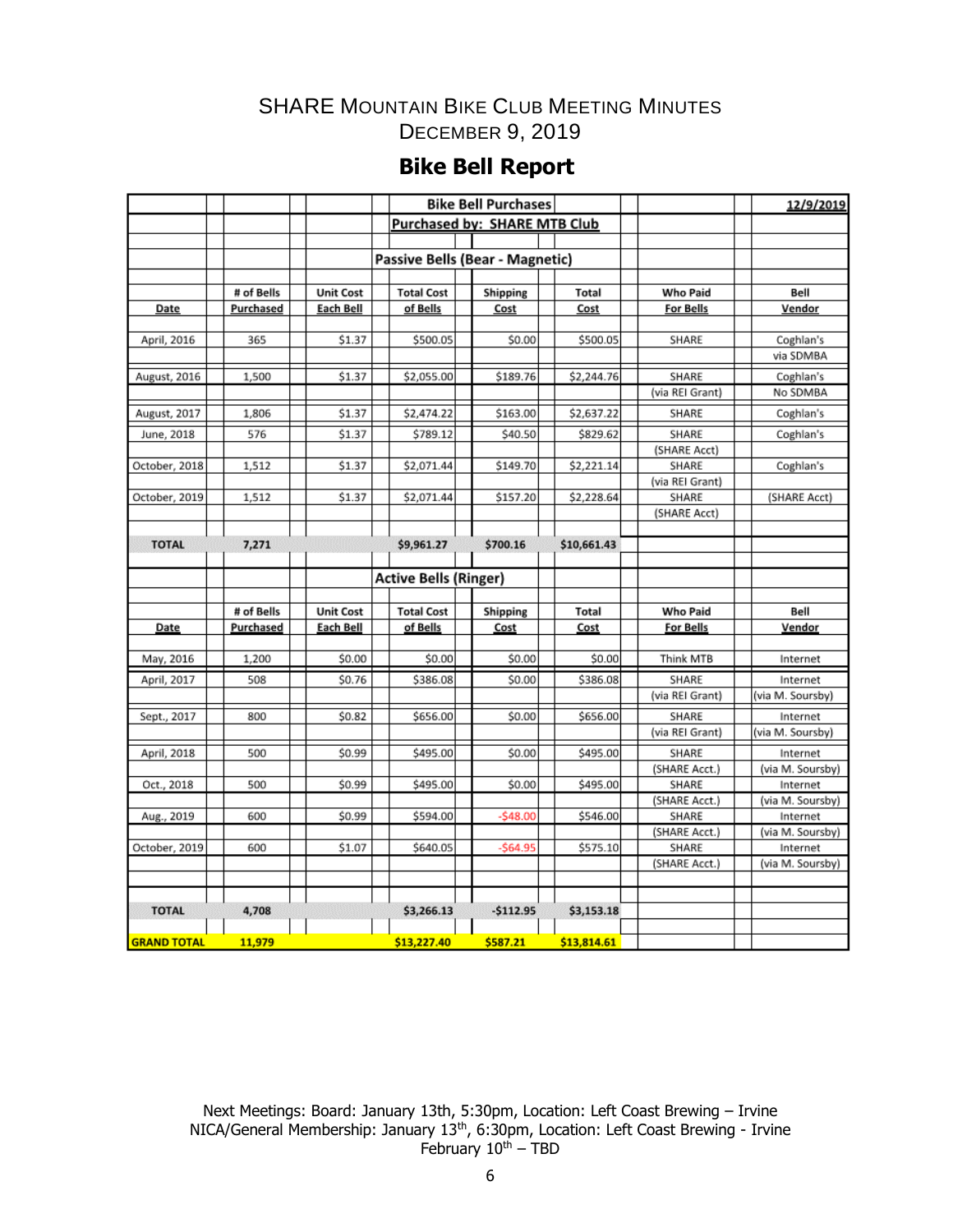SHARE Mountain Bike Club Meeting Minutes
December 9, 2019

# Bike Bell Report

**Bike Bell Purchases** — **Purchased by: SHARE MTB Club** — **12/9/2019**

### Passive Bells (Bear - Magnetic)

| Date | # of Bells Purchased | Unit Cost Each Bell | Total Cost of Bells | Shipping Cost | Total Cost | Who Paid For Bells | Bell Vendor |
|---|---|---|---|---|---|---|---|
| April, 2016 | 365 | $1.37 | $500.05 | $0.00 | $500.05 | SHARE | Coghlan's via SDMBA |
| August, 2016 | 1,500 | $1.37 | $2,055.00 | $189.76 | $2,244.76 | SHARE (via REI Grant) | Coghlan's No SDMBA |
| August, 2017 | 1,806 | $1.37 | $2,474.22 | $163.00 | $2,637.22 | SHARE | Coghlan's |
| June, 2018 | 576 | $1.37 | $789.12 | $40.50 | $829.62 | SHARE (SHARE Acct) | Coghlan's |
| October, 2018 | 1,512 | $1.37 | $2,071.44 | $149.70 | $2,221.14 | SHARE (via REI Grant) | Coghlan's |
| October, 2019 | 1,512 | $1.37 | $2,071.44 | $157.20 | $2,228.64 | SHARE (SHARE Acct) | (SHARE Acct) |
| **TOTAL** | **7,271** | | **$9,961.27** | **$700.16** | **$10,661.43** | | |

### Active Bells (Ringer)

| Date | # of Bells Purchased | Unit Cost Each Bell | Total Cost of Bells | Shipping Cost | Total Cost | Who Paid For Bells | Bell Vendor |
|---|---|---|---|---|---|---|---|
| May, 2016 | 1,200 | $0.00 | $0.00 | $0.00 | $0.00 | Think MTB | Internet |
| April, 2017 | 508 | $0.76 | $386.08 | $0.00 | $386.08 | SHARE (via REI Grant) | Internet (via M. Soursby) |
| Sept., 2017 | 800 | $0.82 | $656.00 | $0.00 | $656.00 | SHARE (via REI Grant) | Internet (via M. Soursby) |
| April, 2018 | 500 | $0.99 | $495.00 | $0.00 | $495.00 | SHARE (SHARE Acct.) | Internet (via M. Soursby) |
| Oct., 2018 | 500 | $0.99 | $495.00 | $0.00 | $495.00 | SHARE (SHARE Acct.) | Internet (via M. Soursby) |
| Aug., 2019 | 600 | $0.99 | $594.00 | -$48.00 | $546.00 | SHARE (SHARE Acct.) | Internet (via M. Soursby) |
| October, 2019 | 600 | $1.07 | $640.05 | -$64.95 | $575.10 | SHARE (SHARE Acct.) | Internet (via M. Soursby) |
| **TOTAL** | **4,708** | | **$3,266.13** | **-$112.95** | **$3,153.18** | | |
| **GRAND TOTAL** | **11,979** | | **$13,227.40** | **$587.21** | **$13,814.61** | | |

Next Meetings: Board: January 13th, 5:30pm, Location: Left Coast Brewing – Irvine
NICA/General Membership: January 13th, 6:30pm, Location: Left Coast Brewing - Irvine
February 10th – TBD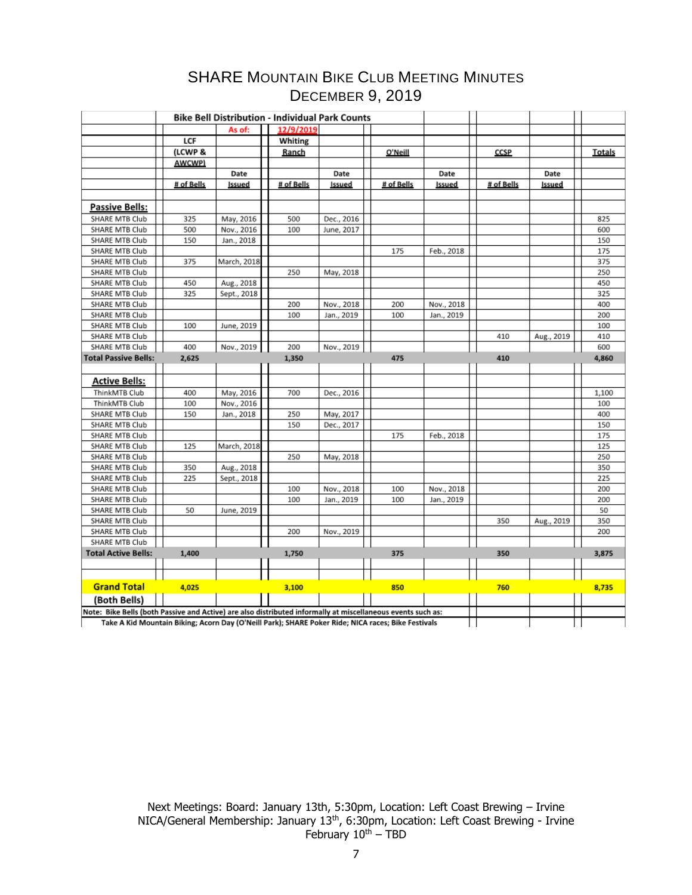# SHARE Mountain Bike Club Meeting Minutes
## December 9, 2019

| Bike Bell Distribution - Individual Park Counts | | | | | | | | | |
|---|---|---|---|---|---|---|---|---|---|
| | | As of: | 12/9/2019 | | | | | | |
| | LCF (LCWP & AWCWP) | | Whiting Ranch | | O'Neill | | CCSP | | Totals |
| | # of Bells | Date Issued | # of Bells | Date Issued | # of Bells | Date Issued | # of Bells | Date Issued | |
| **Passive Bells:** | | | | | | | | | |
| SHARE MTB Club | 325 | May, 2016 | 500 | Dec., 2016 | | | | | 825 |
| SHARE MTB Club | 500 | Nov., 2016 | 100 | June, 2017 | | | | | 600 |
| SHARE MTB Club | 150 | Jan., 2018 | | | | | | | 150 |
| SHARE MTB Club | | | | | 175 | Feb., 2018 | | | 175 |
| SHARE MTB Club | 375 | March, 2018 | | | | | | | 375 |
| SHARE MTB Club | | | 250 | May, 2018 | | | | | 250 |
| SHARE MTB Club | 450 | Aug., 2018 | | | | | | | 450 |
| SHARE MTB Club | 325 | Sept., 2018 | | | | | | | 325 |
| SHARE MTB Club | | | 200 | Nov., 2018 | 200 | Nov., 2018 | | | 400 |
| SHARE MTB Club | | | 100 | Jan., 2019 | 100 | Jan., 2019 | | | 200 |
| SHARE MTB Club | 100 | June, 2019 | | | | | | | 100 |
| SHARE MTB Club | | | | | | | 410 | Aug., 2019 | 410 |
| SHARE MTB Club | 400 | Nov., 2019 | 200 | Nov., 2019 | | | | | 600 |
| **Total Passive Bells:** | **2,625** | | **1,350** | | **475** | | **410** | | **4,860** |
| **Active Bells:** | | | | | | | | | |
| ThinkMTB Club | 400 | May, 2016 | 700 | Dec., 2016 | | | | | 1,100 |
| ThinkMTB Club | 100 | Nov., 2016 | | | | | | | 100 |
| SHARE MTB Club | 150 | Jan., 2018 | 250 | May, 2017 | | | | | 400 |
| SHARE MTB Club | | | 150 | Dec., 2017 | | | | | 150 |
| SHARE MTB Club | | | | | 175 | Feb., 2018 | | | 175 |
| SHARE MTB Club | 125 | March, 2018 | | | | | | | 125 |
| SHARE MTB Club | | | 250 | May, 2018 | | | | | 250 |
| SHARE MTB Club | 350 | Aug., 2018 | | | | | | | 350 |
| SHARE MTB Club | 225 | Sept., 2018 | | | | | | | 225 |
| SHARE MTB Club | | | 100 | Nov., 2018 | 100 | Nov., 2018 | | | 200 |
| SHARE MTB Club | | | 100 | Jan., 2019 | 100 | Jan., 2019 | | | 200 |
| SHARE MTB Club | 50 | June, 2019 | | | | | | | 50 |
| SHARE MTB Club | | | | | | | 350 | Aug., 2019 | 350 |
| SHARE MTB Club | | | 200 | Nov., 2019 | | | | | 200 |
| SHARE MTB Club | | | | | | | | | |
| **Total Active Bells:** | **1,400** | | **1,750** | | **375** | | **350** | | **3,875** |
| **Grand Total (Both Bells)** | **4,025** | | **3,100** | | **850** | | **760** | | **8,735** |

Note: Bike Bells (both Passive and Active) are also distributed informally at miscellaneous events such as: Take A Kid Mountain Biking; Acorn Day (O'Neill Park); SHARE Poker Ride; NICA races; Bike Festivals

Next Meetings: Board: January 13th, 5:30pm, Location: Left Coast Brewing – Irvine
NICA/General Membership: January 13th, 6:30pm, Location: Left Coast Brewing - Irvine
February 10th – TBD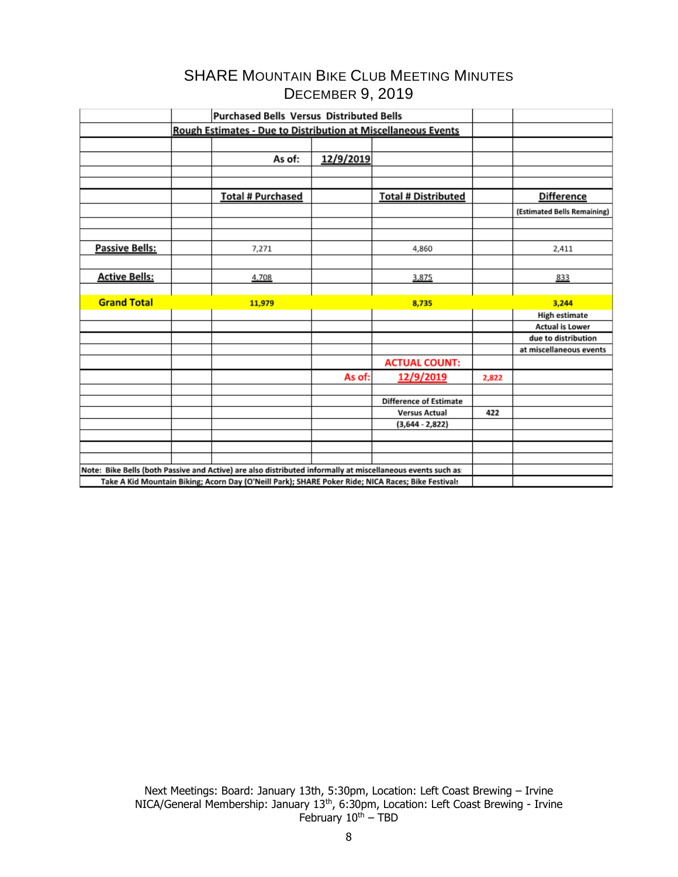# SHARE Mountain Bike Club Meeting Minutes
## December 9, 2019

**Purchased Bells Versus Distributed Bells**

**Rough Estimates - Due to Distribution at Miscellaneous Events**

**As of: 12/9/2019**

| | Total # Purchased | Total # Distributed | Difference (Estimated Bells Remaining) |
|---|---|---|---|
| **Passive Bells:** | 7,271 | 4,860 | 2,411 |
| **Active Bells:** | 4,708 | 3,875 | 833 |
| **Grand Total** | **11,979** | **8,735** | **3,244** |

3,244: High estimate. Actual is Lower due to distribution at miscellaneous events.

**ACTUAL COUNT:**

**As of: 12/9/2019** — **2,822**

**Difference of Estimate Versus Actual (3,644 - 2,822)** — **422**

Note: Bike Bells (both Passive and Active) are also distributed informally at miscellaneous events such as: Take A Kid Mountain Biking; Acorn Day (O'Neill Park); SHARE Poker Ride; NICA Races; Bike Festivals

Next Meetings: Board: January 13th, 5:30pm, Location: Left Coast Brewing – Irvine
NICA/General Membership: January 13th, 6:30pm, Location: Left Coast Brewing - Irvine
February 10th – TBD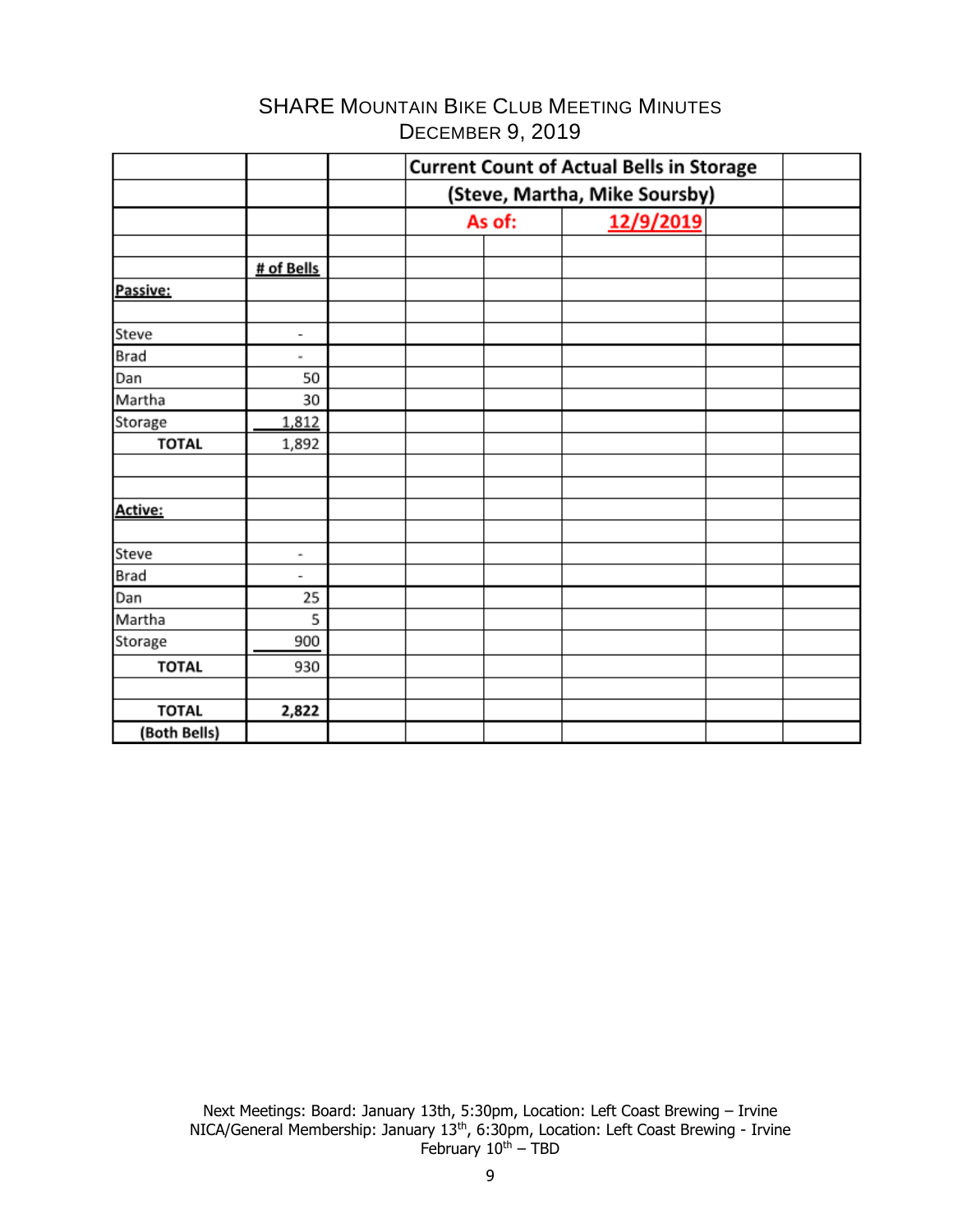| | | | | | | | |
|---|---|---|---|---|---|---|---|
| | | | **Current Count of Actual Bells in Storage** | | | | |
| | | | **(Steve, Martha, Mike Soursby)** | | | | |
| | | | **As of:** | | **12/9/2019** | | |
| | | | | | | | |
| | **# of Bells** | | | | | | |
| **Passive:** | | | | | | | |
| | | | | | | | |
| Steve | - | | | | | | |
| Brad | - | | | | | | |
| Dan | 50 | | | | | | |
| Martha | 30 | | | | | | |
| Storage | 1,812 | | | | | | |
| **TOTAL** | 1,892 | | | | | | |
| | | | | | | | |
| | | | | | | | |
| **Active:** | | | | | | | |
| | | | | | | | |
| Steve | - | | | | | | |
| Brad | - | | | | | | |
| Dan | 25 | | | | | | |
| Martha | 5 | | | | | | |
| Storage | 900 | | | | | | |
| **TOTAL** | 930 | | | | | | |
| | | | | | | | |
| **TOTAL** | **2,822** | | | | | | |
| **(Both Bells)** | | | | | | | |